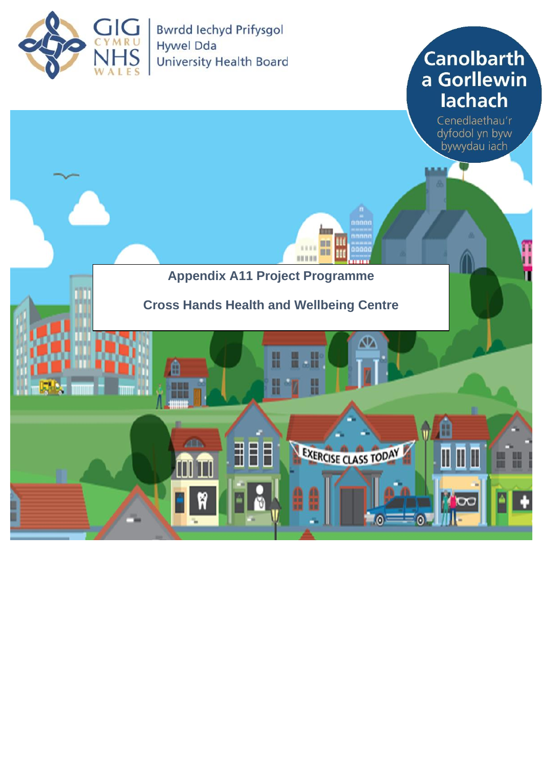GIG CYMRU NHS WALES | Bwrdd Iechyd Prifysgol Hywel Dda University Health Board

Canolbarth a Gorllewin Iachach

Cenedlaethau'r dyfodol yn byw bywydau iach

# Appendix A11 Project Programme

## Cross Hands Health and Wellbeing Centre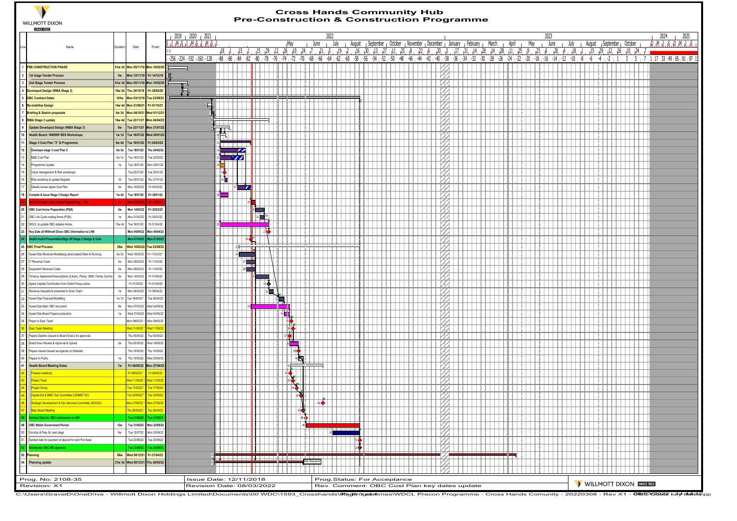# Cross Hands Community Hub
## Pre-Construction & Construction Programme

WILLMOTT DIXON

| Line | Name | Duration | Start | Finish |
|---|---|---|---|---|
| 1 | PRE-CONSTRUCTION PHASE | 61w 3d | Mon 05/11/18 | Mon 10/02/20 |
| 2 | 1st stage Tender Process | 5w | Mon 12/11/18 | Fri 14/12/18 |
| 3 | 2nd Stage Tender Process | 61w 3d | Mon 05/11/18 | Mon 10/02/20 |
| 4 | Developed Design (RIBA Stage 3) | 16w 2d | Thu 24/10/19 | Fri 28/02/20 |
| 5 | OBC Contract Dates | 183w | Mon 03/12/18 | Tue 23/08/22 |
| 6 | Re-mobilise Design | 14w 4d | Mon 21/06/21 | Fri 01/10/21 |
| 7 | Briefing & Sketch proposals | 8w 3d | Mon 04/10/21 | Wed 01/12/21 |
| 8 | RIBA Stage 3 update | 16w 4d | Tue 23/11/21 | Mon 04/04/22 |
| 9 | Update Developed Design (RIBA Stage 3) | 8w | Tue 23/11/21 | Mon 31/01/22 |
| 10 | Health Board / NWSSP-SES Workshops | 1w 1d | Tue 18/01/22 | Wed 26/01/22 |
| 11 | Stage 3 Cost Plan "2" & Programme | 6w 4d | Tue 18/01/22 | Fri 04/03/22 |
| 12 | Develope stage 3 cost Plan 2 | 5w 3d | Tue 18/01/22 | Thu 24/02/22 |
| 13 | M&E Cost Plan | 5w 1d | Tue 18/01/22 | Tue 22/02/22 |
| 14 | Programme Update | 1w | Tue 18/01/22 | Mon 24/01/22 |
| 15 | Value management & Risk workshops | | Tue 25/01/22 | Tue 25/01/22 |
| 16 | Risk workshop & update Register | 3d | Tue 25/01/22 | Thu 27/01/22 |
| 17 | Gleeds review Agree Cost Plan | 3w | Mon 14/02/22 | Fri 04/03/22 |
| 18 | Compile & Issue Stage 3 Design Report | 1w 4d | Tue 18/01/22 | Fri 28/01/22 |
| 19 | Revise Overall Costs (Value Engineering) - ESD | 1w | Mon 07/03/22 | Fri 11/03/22 |
| 20 | OBC Cost forms Preperation (PQS) | 2w | Mon 14/03/22 | Fri 25/03/22 |
| 21 | OBC Life Cycle costing forms (PQS) | 1w | Mon 21/03/22 | Fri 25/03/22 |
| 22 | WDCL to update OBC estates Annex | 10w 4d | Tue 18/01/22 | Fri 01/04/22 |
| 23 | Key Date all Willmott Dixon OBC information to LHB | | Mon 04/04/22 | Mon 04/04/22 |
| 24 | Health board Presentation/Sign off Stage 3 Design & Cost | | Mon 07/03/22 | Mon 07/03/22 |
| 25 | OBC Final Process | 26w | Wed 16/02/22 | Tue 23/08/22 |
| 26 | Hywel Dda Revenue Modelleing (area based) Main & Running | 3w 3d | Wed 16/02/22 | Fri 11/03/22 * |
| 27 | IT Revenue Costs | 2w | Mon 28/02/22 | Fri 11/03/22 |
| 28 | Equipment Revenue Costs | 2w | Mon 28/02/22 | Fri 11/03/22 |
| 29 | Tenancy Agreement/Assumptions (Library, Police, GMS, Family Centre) | 3w | Mon 14/03/22 | Fri 01/04/22 |
| 30 | Agree Capital Contribution from Dyfed Powys police | | Fri 01/04/22 | Fri 01/04/22 |
| 31 | Revenue Assuptions presented to Exec Team | 1w | Mon 04/04/22 | Fri 08/04/22 |
| 32 | Hywel Dda Financial Modelling | 1w 1d | Tue 19/04/22 * | Tue 26/04/22 |
| 33 | Hywel Dda Main OBC document | 8w | Mon 07/03/22 | Wed 04/05/22 |
| 34 | Hywel Dda Board Papers production | 1w | Wed 27/04/22 | Wed 04/05/22 |
| 35 | Paper to Exec Team | | Mon 09/05/22 * | Mon 09/05/22 |
| 36 | Exec Team Meeting | | Wed 11/05/22 * | Wed 11/05/22 |
| 37 | Papers Dealine (issued to Board Exec's for approval) | | Thu 05/05/22 | Thu 05/05/22 |
| 38 | Board Exec Review & Approval & Upload | 2w | Thu 05/05/22 | Wed 18/05/22 |
| 39 | Papers Issued (issued as Agenda on Website) | | Thu 19/05/22 | Thu 19/05/22 |
| 40 | Papers In Public | 1w | Thu 19/05/22 | Wed 25/05/22 |
| 41 | Health Board Meeting Dates | 7w | Fri 06/05/22 | Mon 27/06/22 |
| 42 | Finance meetings | | Fri 06/05/22 * | Fri 06/05/22 |
| 43 | Project Team | | Wed 11/05/22 * | Wed 11/05/22 |
| 44 | Project Group | | Tue 17/05/22 * | Tue 17/05/22 |
| 45 | Capital Est & IM&T Sub Committee (CEIM&T SC) | | Tue 24/05/22 * | Tue 24/05/22 |
| 46 | Strategic Development & Ops Services Committee (SDOSC) | | Mon 27/06/22 * | Mon 27/06/22 |
| 47 | Main Board Meeting | | Thu 26/05/22 * | Thu 26/05/22 |
| 48 | Earliest Date for OBC submission to WG | | Tue 31/05/22 | Tue 31/05/22 |
| 49 | OBC Welsh Government Period | 12w | Tue 31/05/22 | Mon 22/08/22 |
| 50 | Scrutiny & Prep for next stage | 6w | Tue 12/07/22 | Mon 22/08/22 |
| 51 | Earliest date for payment of deposit for land Purchase | | Tue 23/08/22 | Tue 23/08/22 |
| 52 | Scheduled OBC WG approval | | Tue 23/08/22 | Tue 23/08/22 |
| 53 | Planning | 66w | Wed 08/12/21 | Fri 21/04/23 |
| 54 | Planning update | 21w 3d | Wed 08/12/21 | Thu 26/05/22 |

Not Required

| | | | |
|---|---|---|---|
| Prog. No: 2108-35 | Issue Date: 12/11/2018 | Prog.Status: For Acceptance | WILLMOTT DIXON SINCE 1852 |
| Revision: X1 | Revision Date: 08/03/2022 | Rev. Comment: OBC Cost Plan key dates update | |

C:\Users\GravelD\OneDrive - Willmott Dixon Holdings Limited\Documents\00 WDC\1593_Crosshands\Programmes\WDCL Precon Programme - Cross Hands Comunity - 20220308 - Rev X1 - OBC Cost Plan key dates.mpp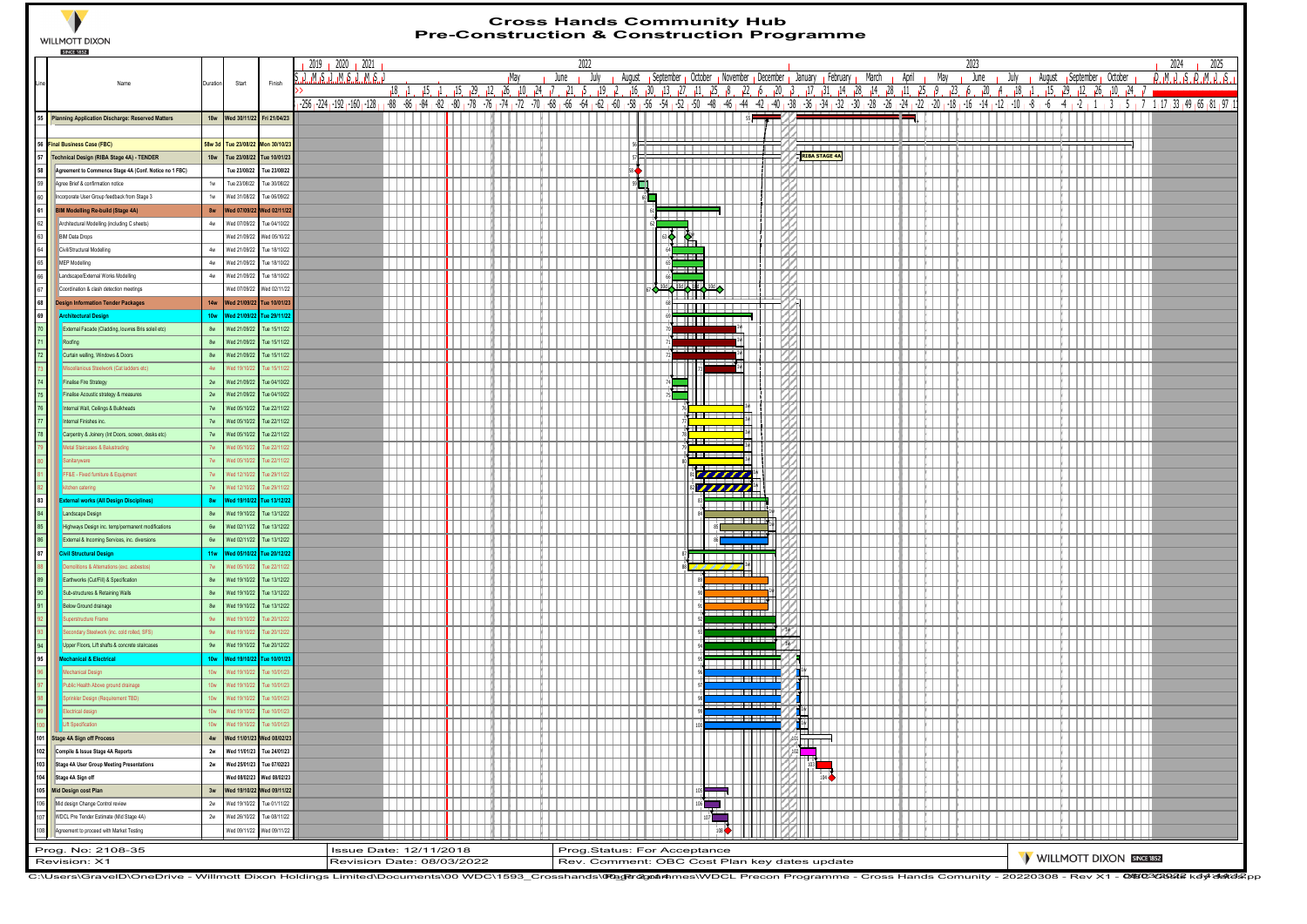# Cross Hands Community Hub
## Pre-Construction & Construction Programme

WILLMOTT DIXON

| Line | Name | Duration | Start | Finish |
|---|---|---|---|---|
| 55 | **Planning Application Discharge: Reserved Matters** | 18w | Wed 30/11/22 | Fri 21/04/23 |
| 56 | **Final Business Case (FBC)** | 58w 3d | Tue 23/08/22 | Mon 30/10/23 |
| 57 | **Technical Design (RIBA Stage 4A) - TENDER** | 18w | Tue 23/08/22 | Tue 10/01/23 |
| 58 | **Agreement to Commence Stage 4A (Conf. Notice no 1 FBC)** | | Tue 23/08/22 | Tue 23/08/22 |
| 59 | Agree Brief & confirmation notice | 1w | Tue 23/08/22 | Tue 30/08/22 |
| 60 | Incorporate User Group feedback from Stage 3 | 1w | Wed 31/08/22 | Tue 06/09/22 |
| 61 | **BIM Modelling Re-build (Stage 4A)** | 8w | Wed 07/09/22 | Wed 02/11/22 |
| 62 | Architectural Modelling (including C sheets) | 4w | Wed 07/09/22 | Tue 04/10/22 |
| 63 | BIM Data Drops | | Wed 21/09/22 | Wed 05/10/22 |
| 64 | Civil/Structural Modelling | 4w | Wed 21/09/22 | Tue 18/10/22 |
| 65 | MEP Modelling | 4w | Wed 21/09/22 | Tue 18/10/22 |
| 66 | Landscape/External Works Modelling | 4w | Wed 21/09/22 | Tue 18/10/22 |
| 67 | Coordination & clash detection meetings | | Wed 07/09/22 | Wed 02/11/22 |
| 68 | **Design Information Tender Packages** | 14w | Wed 21/09/22 | Tue 10/01/23 |
| 69 | **Architectural Design** | 10w | Wed 21/09/22 | Tue 29/11/22 |
| 70 | External Facade (Cladding, louvres Bris soleil etc) | 8w | Wed 21/09/22 | Tue 15/11/22 |
| 71 | Roofing | 8w | Wed 21/09/22 | Tue 15/11/22 |
| 72 | Curtain walling, Windows & Doors | 8w | Wed 21/09/22 | Tue 15/11/22 |
| 73 | Miscellaneous Steelwork (Cat ladders etc) | 4w | Wed 19/10/22 | Tue 15/11/22 |
| 74 | Finalise Fire Strategy | 2w | Wed 21/09/22 | Tue 04/10/22 |
| 75 | Finalise Acoustic strategy & measures | 2w | Wed 21/09/22 | Tue 04/10/22 |
| 76 | Internal Wall, Ceilings & Bulkheads | 7w | Wed 05/10/22 | Tue 22/11/22 |
| 77 | Internal Finishes inc. | 7w | Wed 05/10/22 | Tue 22/11/22 |
| 78 | Carpentry & Joinery (Int Doors, screen, desks etc) | 7w | Wed 05/10/22 | Tue 22/11/22 |
| 79 | Metal Staircases & Balustrading | 7w | Wed 05/10/22 | Tue 22/11/22 |
| 80 | Sanitaryware | 7w | Wed 05/10/22 | Tue 22/11/22 |
| 81 | FF&E - Fixed furniture & Equipment | 7w | Wed 12/10/22 | Tue 29/11/22 |
| 82 | Kitchen catering | 7w | Wed 12/10/22 | Tue 29/11/22 |
| 83 | **External works (All Design Disciplines)** | 8w | Wed 19/10/22 | Tue 13/12/22 |
| 84 | Landscape Design | 8w | Wed 19/10/22 | Tue 13/12/22 |
| 85 | Highways Design inc. temp/permanent modifications | 6w | Wed 02/11/22 | Tue 13/12/22 |
| 86 | External & Incoming Services, inc. diversions | 6w | Wed 02/11/22 | Tue 13/12/22 |
| 87 | **Civil Structural Design** | 11w | Wed 05/10/22 | Tue 20/12/22 |
| 88 | Demolitions & Alternations (exc. asbestos) | 7w | Wed 05/10/22 | Tue 22/11/22 |
| 89 | Earthworks (Cut/Fill) & Specification | 8w | Wed 19/10/22 | Tue 13/12/22 |
| 90 | Sub-structures & Retaining Walls | 8w | Wed 19/10/22 | Tue 13/12/22 |
| 91 | Below Ground drainage | 8w | Wed 19/10/22 | Tue 13/12/22 |
| 92 | Superstructure Frame | 9w | Wed 19/10/22 | Tue 20/12/22 |
| 93 | Secondary Steelwork (inc. cold rolled, SFS) | 9w | Wed 19/10/22 | Tue 20/12/22 |
| 94 | Upper Floors, Lift shafts & concrete staircases | 9w | Wed 19/10/22 | Tue 20/12/22 |
| 95 | **Mechanical & Electrical** | 10w | Wed 19/10/22 | Tue 10/01/23 |
| 96 | Mechanical Design | 10w | Wed 19/10/22 | Tue 10/01/23 |
| 97 | Public Health Above ground drainage | 10w | Wed 19/10/22 | Tue 10/01/23 |
| 98 | Sprinkler Design (Requirement TBD) | 10w | Wed 19/10/22 | Tue 10/01/23 |
| 99 | Electrical design | 10w | Wed 19/10/22 | Tue 10/01/23 |
| 100 | Lift Specification | 10w | Wed 19/10/22 | Tue 10/01/23 |
| 101 | **Stage 4A Sign off Process** | 4w | Wed 11/01/23 | Wed 08/02/23 |
| 102 | **Compile & Issue Stage 4A Reports** | 2w | Wed 11/01/23 | Tue 24/01/23 |
| 103 | **Stage 4A User Group Meeting Presentations** | 2w | Wed 25/01/23 | Tue 07/02/23 |
| 104 | **Stage 4A Sign off** | | Wed 08/02/23 | Wed 08/02/23 |
| 105 | **Mid Design cost Plan** | 3w | Wed 19/10/22 | Wed 09/11/22 |
| 106 | Mid design Change Control review | 2w | Wed 19/10/22 | Tue 01/11/22 |
| 107 | WDCL Pre Tender Estimate (Mid Stage 4A) | 2w | Wed 26/10/22 | Tue 08/11/22 |
| 108 | Agreement to proceed with Market Testing | | Wed 09/11/22 | Wed 09/11/22 |

RIBA STAGE 4A

| Prog. No: 2108-35 | Issue Date: 12/11/2018 | Prog.Status: For Acceptance |
|---|---|---|
| Revision: X1 | Revision Date: 08/03/2022 | Rev. Comment: OBC Cost Plan key dates update |

WILLMOTT DIXON SINCE 1852

C:\Users\GravelD\OneDrive - Willmott Dixon Holdings Limited\Documents\00 WDC\1593_Crosshands\Programmes\WDCL Precon Programme - Cross Hands Comunity - 20220308 - Rev X1 - OBC Cost Plan key dates.mpp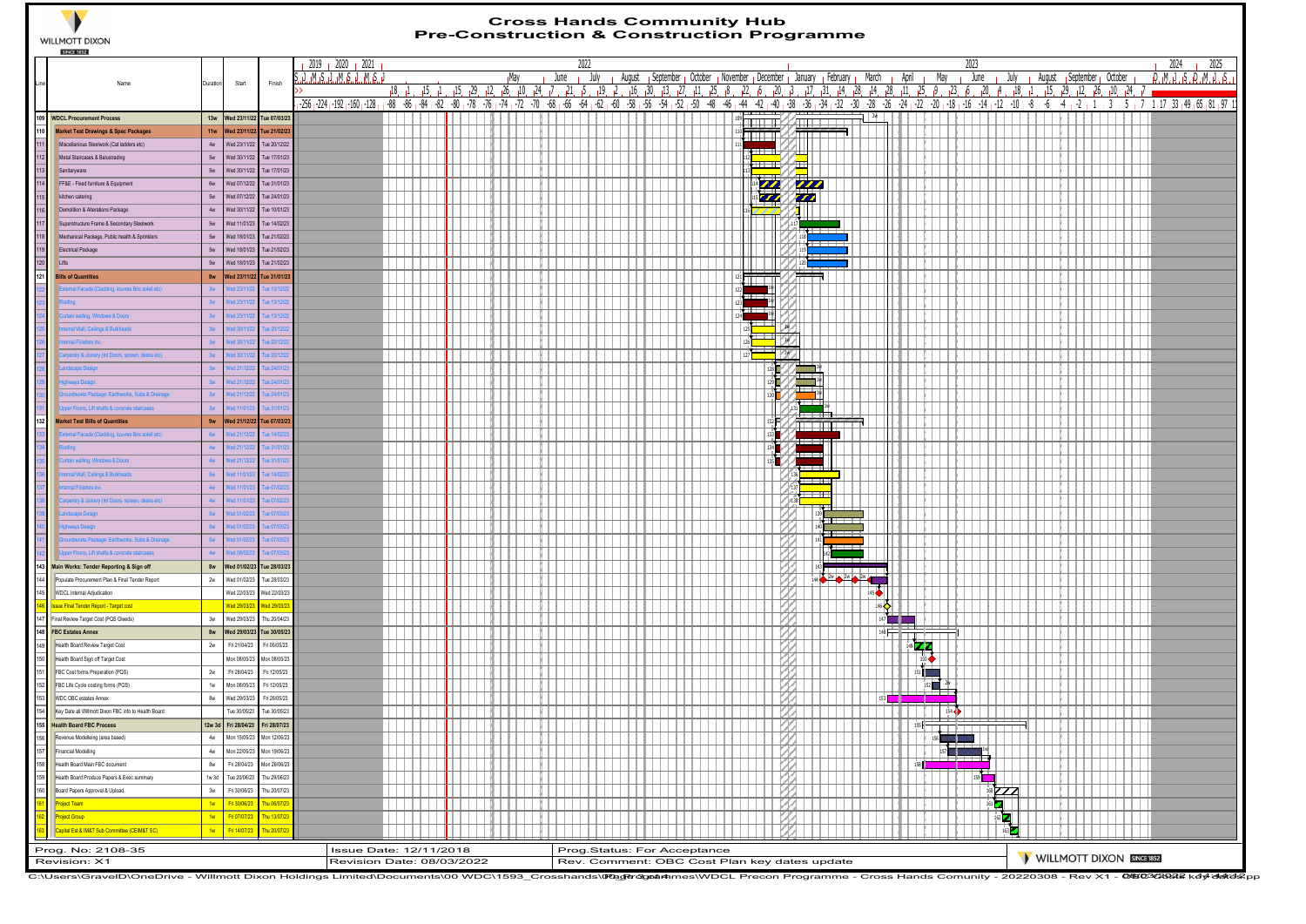# Cross Hands Community Hub
## Pre-Construction & Construction Programme

| Line | Name | Duration | Start | Finish |
|---|---|---|---|---|
| 109 | **WDCL Procurement Process** | **13w** | **Wed 23/11/22** | **Tue 07/03/23** |
| 110 | **Market Test Drawings & Spec Packages** | **11w** | **Wed 23/11/22** | **Tue 21/02/23** |
| 111 | Miscellaneous Steelwork (Cat ladders etc) | 4w | Wed 23/11/22 | Tue 20/12/22 |
| 112 | Metal Staircases & Balustrading | 5w | Wed 30/11/22 | Tue 17/01/23 |
| 113 | Sanitaryware | 5w | Wed 30/11/22 | Tue 17/01/23 |
| 114 | FF&E - Fixed furniture & Equipment | 6w | Wed 07/12/22 | Tue 31/01/23 |
| 115 | Kitchen catering | 5w | Wed 07/12/22 | Tue 24/01/23 |
| 116 | Demolition & Alterations Package | 4w | Wed 30/11/22 | Tue 10/01/23 |
| 117 | Superstructure Frame & Secondary Steelwork | 5w | Wed 11/01/23 | Tue 14/02/23 |
| 118 | Mechanical Package, Public health & Sprinklers | 5w | Wed 18/01/23 | Tue 21/02/23 |
| 119 | Electrical Package | 5w | Wed 18/01/23 | Tue 21/02/23 |
| 120 | Lifts | 5w | Wed 18/01/23 | Tue 21/02/23 |
| 121 | **Bills of Quantities** | **8w** | **Wed 23/11/22** | **Tue 31/01/23** |
| 122 | External Facade (Cladding, louvres Bris soleil etc) | 3w | Wed 23/11/22 | Tue 13/12/22 |
| 123 | Roofing | 3w | Wed 23/11/22 | Tue 13/12/22 |
| 124 | Curtain walling, Windows & Doors | 3w | Wed 23/11/22 | Tue 13/12/22 |
| 125 | Internal Wall, Ceilings & Bulkheads | 3w | Wed 30/11/22 | Tue 20/12/22 |
| 126 | Internal Finishes inc. | 3w | Wed 30/11/22 | Tue 20/12/22 |
| 127 | Carpentry & Joinery (Int Doors, screen, desks etc) | 3w | Wed 30/11/22 | Tue 20/12/22 |
| 128 | Landscape Design | 3w | Wed 21/12/22 | Tue 24/01/23 |
| 129 | Highways Design | 3w | Wed 21/12/22 | Tue 24/01/23 |
| 130 | Groundworks Package: Earthworks, Subs & Drainage | 3w | Wed 21/12/22 | Tue 24/01/23 |
| 131 | Upper Floors, Lift shafts & concrete staircases | 3w | Wed 11/01/23 | Tue 31/01/23 |
| 132 | **Market Test Bills of Quantities** | **9w** | **Wed 21/12/22** | **Tue 07/03/23** |
| 133 | External Facade (Cladding, louvres Bris soleil etc) | 6w | Wed 21/12/22 | Tue 14/02/23 |
| 134 | Roofing | 4w | Wed 21/12/22 | Tue 31/01/23 |
| 135 | Curtain walling, Windows & Doors | 4w | Wed 21/12/22 | Tue 31/01/23 |
| 136 | Internal Wall, Ceilings & Bulkheads | 5w | Wed 11/01/23 | Tue 14/02/23 |
| 137 | Internal Finishes inc. | 4w | Wed 11/01/23 | Tue 07/02/23 |
| 138 | Carpentry & Joinery (Int Doors, screen, desks etc) | 4w | Wed 11/01/23 | Tue 07/02/23 |
| 139 | Landscape Design | 5w | Wed 01/02/23 | Tue 07/03/23 |
| 140 | Highways Design | 5w | Wed 01/02/23 | Tue 07/03/23 |
| 141 | Groundworks Package: Earthworks, Subs & Drainage | 5w | Wed 01/02/23 | Tue 07/03/23 |
| 142 | Upper Floors, Lift shafts & concrete staircases | 4w | Wed 08/02/23 | Tue 07/03/23 |
| 143 | **Main Works: Tender Reporting & Sign off** | **8w** | **Wed 01/02/23** | **Tue 28/03/23** |
| 144 | Populate Procurement Plan & Final Tender Report | 2w | Wed 01/02/23 | Tue 28/03/23 |
| 145 | WDCL Internal Adjudication | | Wed 22/03/23 | Wed 22/03/23 |
| 146 | Issue Final Tender Report - Target cost | | Wed 29/03/23 | Wed 29/03/23 |
| 147 | Final Review Target Cost (PQS Gleeds) | 3w | Wed 29/03/23 | Thu 20/04/23 |
| 148 | **FBC Estates Annex** | **8w** | **Wed 29/03/23** | **Tue 30/05/23** |
| 149 | Health Board Review Target Cost | 2w | Fri 21/04/23 | Fri 05/05/23 |
| 150 | Health Board Sign off Target Cost | | Mon 08/05/23 | Mon 08/05/23 |
| 151 | FBC Cost forms Preparation (PQS) | 2w | Fri 28/04/23 | Fri 12/05/23 |
| 152 | FBC Life Cycle costing forms (PQS) | 1w | Mon 08/05/23 | Fri 12/05/23 |
| 153 | WDC OBC estates Annex | 8w | Wed 29/03/23 | Fri 26/05/23 |
| 154 | Key Date all Willmott Dixon FBC info to Health Board | | Tue 30/05/23 | Tue 30/05/23 |
| 155 | **Health Board FBC Process** | **12w 3d** | **Fri 28/04/23** | **Fri 28/07/23** |
| 156 | Revenue Modelleing (area based) | 4w | Mon 15/05/23 | Mon 12/06/23 |
| 157 | Financial Modelling | 4w | Mon 22/05/23 | Mon 19/06/23 |
| 158 | Health Board Main FBC document | 8w | Fri 28/04/23 | Mon 26/06/23 |
| 159 | Health Board Produce Papers & Exec summary | 1w 3d | Tue 20/06/23 | Thu 29/06/23 |
| 160 | Board Papers Approval & Upload | 3w | Fri 30/06/23 | Thu 20/07/23 |
| 161 | Project Team | 1w | Fri 30/06/23 | Thu 06/07/23 |
| 162 | Project Group | 1w | Fri 07/07/23 | Thu 13/07/23 |
| 163 | Capital Est & IM&T Sub Committee (CEIM&T SC) | 1w | Fri 14/07/23 | Thu 20/07/23 |

| | | |
|---|---|---|
| Prog. No: 2108-35 | Issue Date: 12/11/2018 | Prog.Status: For Acceptance |
| Revision: X1 | Revision Date: 08/03/2022 | Rev. Comment: OBC Cost Plan key dates update |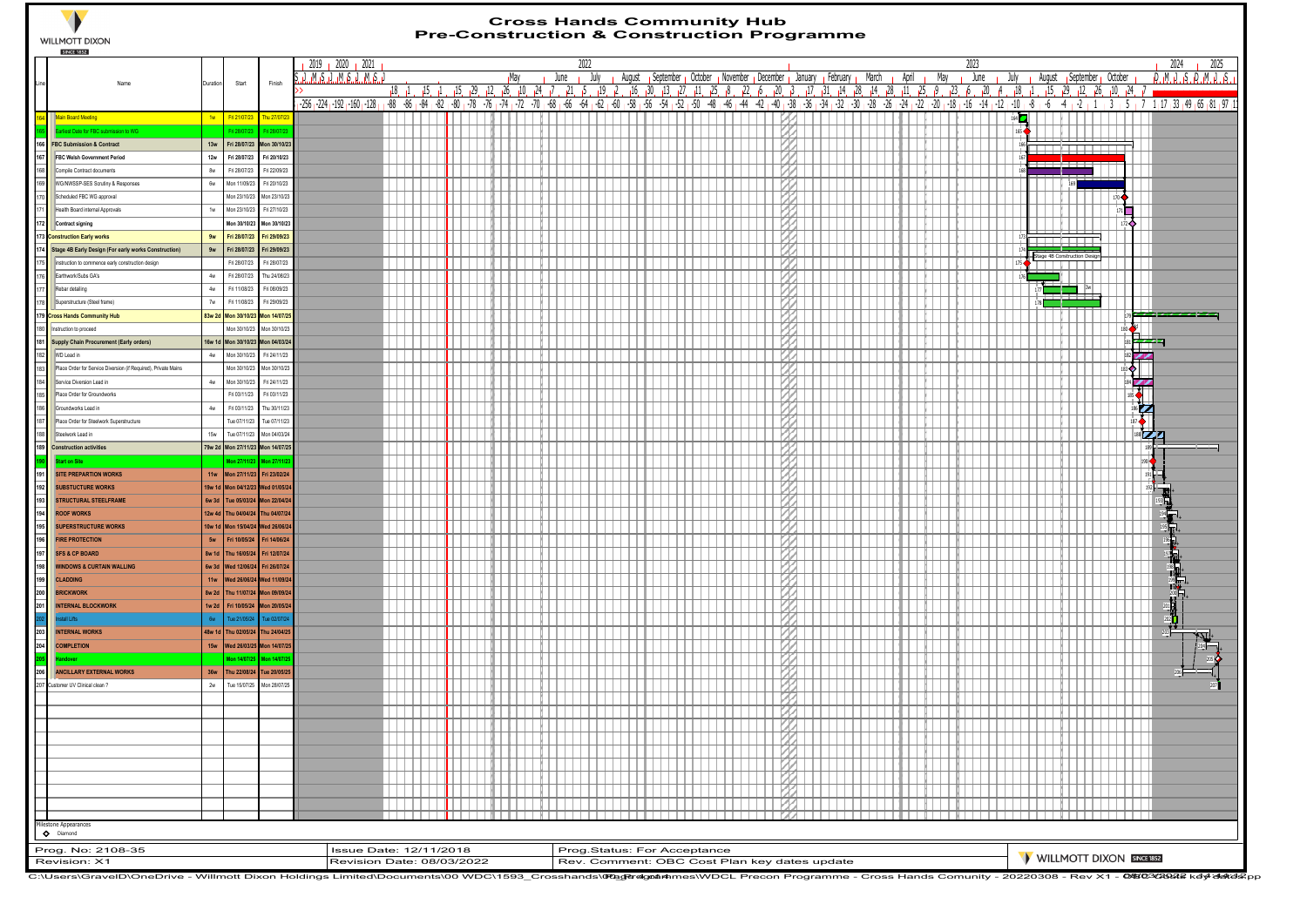# Cross Hands Community Hub
## Pre-Construction & Construction Programme

WILLMOTT DIXON

| Line | Name | Duration | Start | Finish |
|---|---|---|---|---|
| 164 | Main Board Meeting | 1w | Fri 21/07/23 | Thu 27/07/23 |
| 165 | Earliest Date for FBC submission to WG | | Fri 28/07/23 | Fri 28/07/23 |
| 166 | **FBC Submission & Contract** | **13w** | **Fri 28/07/23** | **Mon 30/10/23** |
| 167 | **FBC Welsh Government Period** | **12w** | **Fri 28/07/23** | **Fri 20/10/23** |
| 168 | Compile Contract documents | 8w | Fri 28/07/23 | Fri 22/09/23 |
| 169 | WG/NWSSP-SES Scrutiny & Responses | 6w | Mon 11/09/23 | Fri 20/10/23 |
| 170 | Scheduled FBC WG approval | | Mon 23/10/23 | Mon 23/10/23 |
| 171 | Health Board internal Approvals | 1w | Mon 23/10/23 | Fri 27/10/23 |
| 172 | **Contract signing** | | **Mon 30/10/23** | **Mon 30/10/23** |
| 173 | **Construction Early works** | **9w** | **Fri 28/07/23** | **Fri 29/09/23** |
| 174 | **Stage 4B Early Design (For early works Construction)** | **9w** | **Fri 28/07/23** | **Fri 29/09/23** |
| 175 | Instruction to commence early construction design | | Fri 28/07/23 | Fri 28/07/23 |
| 176 | Earthwork/Subs GA's | 4w | Fri 28/07/23 | Thu 24/08/23 |
| 177 | Rebar detailing | 4w | Fri 11/08/23 | Fri 08/09/23 |
| 178 | Superstructure (Steel frame) | 7w | Fri 11/08/23 | Fri 29/09/23 |
| 179 | **Cross Hands Community Hub** | **83w 2d** | **Mon 30/10/23** | **Mon 14/07/25** |
| 180 | Instruction to proceed | | Mon 30/10/23 | Mon 30/10/23 |
| 181 | **Supply Chain Procurement (Early orders)** | **16w 1d** | **Mon 30/10/23** | **Mon 04/03/24** |
| 182 | WD Lead in | 4w | Mon 30/10/23 | Fri 24/11/23 |
| 183 | Place Order for Service Diversion (if Required), Private Mains | | Mon 30/10/23 | Mon 30/10/23 |
| 184 | Service Diversion Lead in | 4w | Mon 30/10/23 | Fri 24/11/23 |
| 185 | Place Order for Groundworks | | Fri 03/11/23 | Fri 03/11/23 |
| 186 | Groundworks Lead in | 4w | Fri 03/11/23 | Thu 30/11/23 |
| 187 | Place Order for Steelwork Superstructure | | Tue 07/11/23 | Tue 07/11/23 |
| 188 | Steelwork Lead in | 15w | Tue 07/11/23 | Mon 04/03/24 |
| 189 | **Construction activities** | **79w 2d** | **Mon 27/11/23** | **Mon 14/07/25** |
| 190 | **Start on Site** | | **Mon 27/11/23** | **Mon 27/11/23** |
| 191 | **SITE PREPARTION WORKS** | **11w** | **Mon 27/11/23** | **Fri 23/02/24** |
| 192 | **SUBSTUCTURE WORKS** | **18w 1d** | **Mon 04/12/23** | **Wed 01/05/24** |
| 193 | **STRUCTURAL STEELFRAME** | **6w 3d** | **Tue 05/03/24** | **Mon 22/04/24** |
| 194 | **ROOF WORKS** | **12w 4d** | **Thu 04/04/24** | **Thu 04/07/24** |
| 195 | **SUPERSTRUCTURE WORKS** | **10w 1d** | **Mon 15/04/24** | **Wed 26/06/24** |
| 196 | **FIRE PROTECTION** | **5w** | **Fri 10/05/24** | **Fri 14/06/24** |
| 197 | **SFS & CP BOARD** | **8w 1d** | **Thu 16/05/24** | **Fri 12/07/24** |
| 198 | **WINDOWS & CURTAIN WALLING** | **6w 3d** | **Wed 12/06/24** | **Fri 26/07/24** |
| 199 | **CLADDING** | **11w** | **Wed 26/06/24** | **Wed 11/09/24** |
| 200 | **BRICKWORK** | **8w 2d** | **Thu 11/07/24** | **Mon 09/09/24** |
| 201 | **INTERNAL BLOCKWORK** | **1w 2d** | **Fri 10/05/24** | **Mon 20/05/24** |
| 202 | Install Lifts | 6w | Tue 21/05/24 | Tue 02/07/24 |
| 203 | **INTERNAL WORKS** | **48w 1d** | **Thu 02/05/24** | **Thu 24/04/25** |
| 204 | **COMPLETION** | **15w** | **Wed 26/03/25** | **Mon 14/07/25** |
| 205 | **Handover** | | **Mon 14/07/25** | **Mon 14/07/25** |
| 206 | **ANCILLARY EXTERNAL WORKS** | **36w** | **Thu 22/08/24** | **Tue 20/05/25** |
| 207 | Customer UV Clinical clean ? | 2w | Tue 15/07/25 | Mon 28/07/25 |

Stage 4B Construction Design

Milestone Appearances
◆ Diamond

| | | | |
|---|---|---|---|
| Prog. No: 2108-35 | Issue Date: 12/11/2018 | Prog.Status: For Acceptance | WILLMOTT DIXON SINCE 1852 |
| Revision: X1 | Revision Date: 08/03/2022 | Rev. Comment: OBC Cost Plan key dates update | |